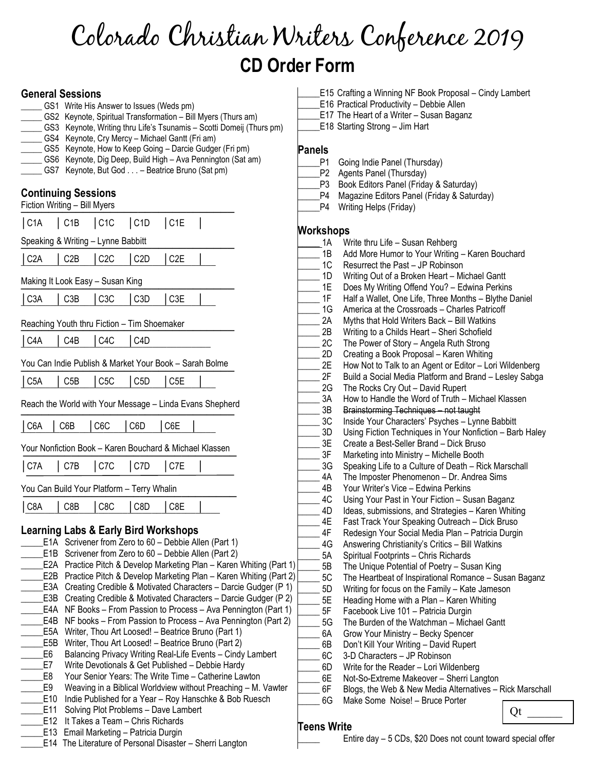# Colorado Christian Writers Conference 2019

## CD Order Form

### General Sessions

_____ GS1 Write His Answer to Issues (Weds pm)
_____ GS2 Keynote, Spiritual Transformation – Bill Myers (Thurs am)
_____ GS3 Keynote, Writing thru Life's Tsunamis – Scotti Domeij (Thurs pm)
_____ GS4 Keynote, Cry Mercy – Michael Gantt (Fri am)
_____ GS5 Keynote, How to Keep Going – Darcie Gudger (Fri pm)
_____ GS6 Keynote, Dig Deep, Build High – Ava Pennington (Sat am)
_____ GS7 Keynote, But God . . . – Beatrice Bruno (Sat pm)

### Continuing Sessions

Fiction Writing – Bill Myers

| C1A | C1B | C1C | C1D | C1E | |
|---|---|---|---|---|---|

Speaking & Writing – Lynne Babbitt

| C2A | C2B | C2C | C2D | C2E | |
|---|---|---|---|---|---|

Making It Look Easy – Susan King

| C3A | C3B | C3C | C3D | C3E | |
|---|---|---|---|---|---|

Reaching Youth thru Fiction – Tim Shoemaker

| C4A | C4B | C4C | C4D | |
|---|---|---|---|---|

You Can Indie Publish & Market Your Book – Sarah Bolme

| C5A | C5B | C5C | C5D | C5E | |
|---|---|---|---|---|---|

Reach the World with Your Message – Linda Evans Shepherd

| C6A | C6B | C6C | C6D | C6E | |
|---|---|---|---|---|---|

Your Nonfiction Book – Karen Bouchard & Michael Klassen

| C7A | C7B | C7C | C7D | C7E | |
|---|---|---|---|---|---|

You Can Build Your Platform – Terry Whalin

| C8A | C8B | C8C | C8D | C8E | |
|---|---|---|---|---|---|

### Learning Labs & Early Bird Workshops

_____E1A Scrivener from Zero to 60 – Debbie Allen (Part 1)
_____E1B Scrivener from Zero to 60 – Debbie Allen (Part 2)
_____E2A Practice Pitch & Develop Marketing Plan – Karen Whiting (Part 1)
_____E2B Practice Pitch & Develop Marketing Plan – Karen Whiting (Part 2)
_____E3A Creating Credible & Motivated Characters – Darcie Gudger (P 1)
_____E3B Creating Credible & Motivated Characters – Darcie Gudger (P 2)
_____E4A NF Books – From Passion to Process – Ava Pennington (Part 1)
_____E4B NF books – From Passion to Process – Ava Pennington (Part 2)
_____E5A Writer, Thou Art Loosed! – Beatrice Bruno (Part 1)
_____E5B Writer, Thou Art Loosed! – Beatrice Bruno (Part 2)
_____E6 Balancing Privacy Writing Real-Life Events – Cindy Lambert
_____E7 Write Devotionals & Get Published – Debbie Hardy
_____E8 Your Senior Years: The Write Time – Catherine Lawton
_____E9 Weaving in a Biblical Worldview without Preaching – M. Vawter
_____E10 Indie Published for a Year – Roy Hanschke & Bob Ruesch
_____E11 Solving Plot Problems – Dave Lambert
_____E12 It Takes a Team – Chris Richards
_____E13 Email Marketing – Patricia Durgin
_____E14 The Literature of Personal Disaster – Sherri Langton
_____E15 Crafting a Winning NF Book Proposal – Cindy Lambert
_____E16 Practical Productivity – Debbie Allen
_____E17 The Heart of a Writer – Susan Baganz
_____E18 Starting Strong – Jim Hart

### Panels

_____P1 Going Indie Panel (Thursday)
_____P2 Agents Panel (Thursday)
_____P3 Book Editors Panel (Friday & Saturday)
_____P4 Magazine Editors Panel (Friday & Saturday)
_____P4 Writing Helps (Friday)

### Workshops

_____ 1A Write thru Life – Susan Rehberg
_____ 1B Add More Humor to Your Writing – Karen Bouchard
_____ 1C Resurrect the Past – JP Robinson
_____ 1D Writing Out of a Broken Heart – Michael Gantt
_____ 1E Does My Writing Offend You? – Edwina Perkins
_____ 1F Half a Wallet, One Life, Three Months – Blythe Daniel
_____ 1G America at the Crossroads – Charles Patricoff
_____ 2A Myths that Hold Writers Back – Bill Watkins
_____ 2B Writing to a Childs Heart – Sheri Schofield
_____ 2C The Power of Story – Angela Ruth Strong
_____ 2D Creating a Book Proposal – Karen Whiting
_____ 2E How Not to Talk to an Agent or Editor – Lori Wildenberg
_____ 2F Build a Social Media Platform and Brand – Lesley Sabga
_____ 2G The Rocks Cry Out – David Rupert
_____ 3A How to Handle the Word of Truth – Michael Klassen
_____ 3B ~~Brainstorming Techniques – not taught~~
_____ 3C Inside Your Characters' Psyches – Lynne Babbitt
_____ 3D Using Fiction Techniques in Your Nonfiction – Barb Haley
_____ 3E Create a Best-Seller Brand – Dick Bruso
_____ 3F Marketing into Ministry – Michelle Booth
_____ 3G Speaking Life to a Culture of Death – Rick Marschall
_____ 4A The Imposter Phenomenon – Dr. Andrea Sims
_____ 4B Your Writer's Vice – Edwina Perkins
_____ 4C Using Your Past in Your Fiction – Susan Baganz
_____ 4D Ideas, submissions, and Strategies – Karen Whiting
_____ 4E Fast Track Your Speaking Outreach – Dick Bruso
_____ 4F Redesign Your Social Media Plan – Patricia Durgin
_____ 4G Answering Christianity's Critics – Bill Watkins
_____ 5A Spiritual Footprints – Chris Richards
_____ 5B The Unique Potential of Poetry – Susan King
_____ 5C The Heartbeat of Inspirational Romance – Susan Baganz
_____ 5D Writing for focus on the Family – Kate Jameson
_____ 5E Heading Home with a Plan – Karen Whiting
_____ 5F Facebook Live 101 – Patricia Durgin
_____ 5G The Burden of the Watchman – Michael Gantt
_____ 6A Grow Your Ministry – Becky Spencer
_____ 6B Don't Kill Your Writing – David Rupert
_____ 6C 3-D Characters – JP Robinson
_____ 6D Write for the Reader – Lori Wildenberg
_____ 6E Not-So-Extreme Makeover – Sherri Langton
_____ 6F Blogs, the Web & New Media Alternatives – Rick Marschall
_____ 6G Make Some Noise! – Bruce Porter

Qt ______

### Teens Write

_____ Entire day – 5 CDs, $20 Does not count toward special offer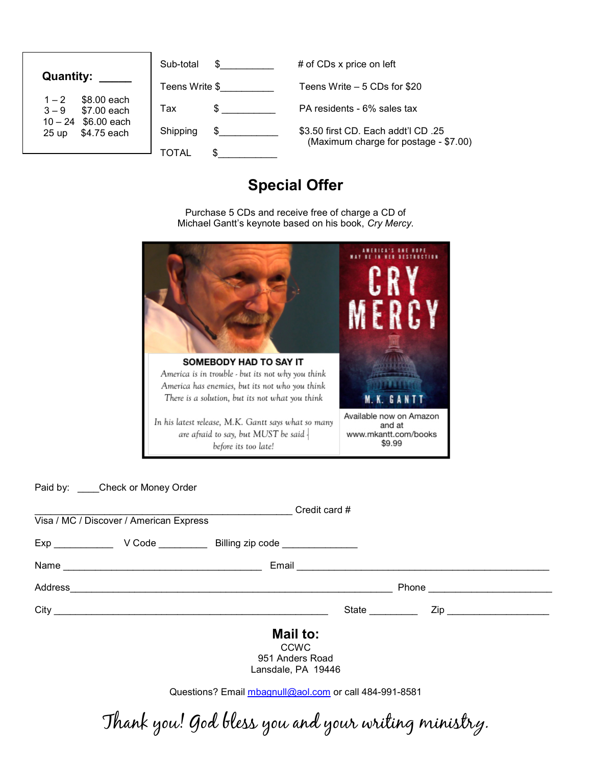**Quantity:** _____

| | |
|---|---|
| 1 – 2 | $8.00 each |
| 3 – 9 | $7.00 each |
| 10 – 24 | $6.00 each |
| 25 up | $4.75 each |

| | | |
|---|---|---|
| Sub-total | $__________ | # of CDs x price on left |
| Teens Write | $__________ | Teens Write – 5 CDs for $20 |
| Tax | $ __________ | PA residents - 6% sales tax |
| Shipping | $___________ | $3.50 first CD. Each addt'l CD .25 (Maximum charge for postage - $7.00) |
| TOTAL | $___________ | |

## Special Offer

Purchase 5 CDs and receive free of charge a CD of Michael Gantt's keynote based on his book, *Cry Mercy.*

AMERICA'S ONE HOPE MAY BE IN HER DESTRUCTION

CRY MERCY

M. K. GANTT

**SOMEBODY HAD TO SAY IT**

*America is in trouble - but its not why you think*
*America has enemies, but its not who you think*
*There is a solution, but its not what you think*

*In his latest release, M.K. Gantt says what so many are afraid to say, but MUST be said before its too late!*

Available now on Amazon and at www.mkantt.com/books $9.99

Paid by: ____Check or Money Order

______________________________________________ Credit card #
Visa / MC / Discover / American Express

Exp ___________ V Code _________ Billing zip code ______________

Name ___________________________________ Email _____________________________________________

Address___________________________________________________________ Phone ______________________

City _________________________________________________ State _________ Zip ___________________

## Mail to:

CCWC
951 Anders Road
Lansdale, PA 19446

Questions? Email mbagnull@aol.com or call 484-991-8581

*Thank you! God bless you and your writing ministry.*